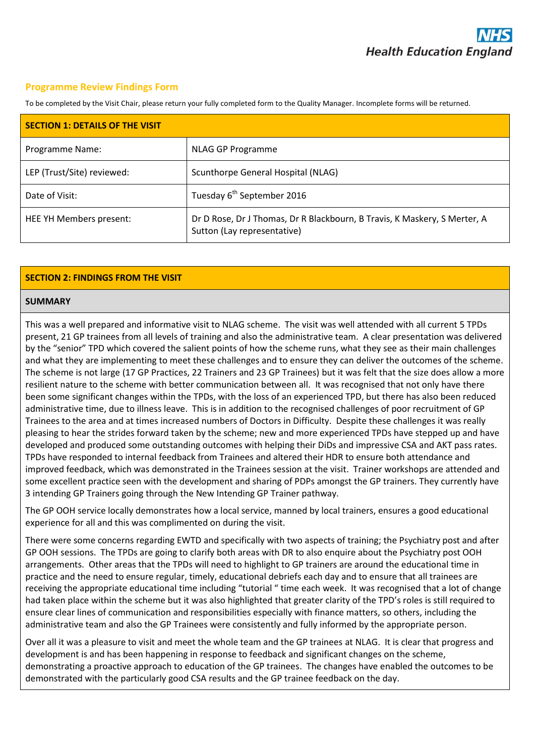**NHS Health Education England**

## Programme Review Findings Form

To be completed by the Visit Chair, please return your fully completed form to the Quality Manager. Incomplete forms will be returned.

| SECTION 1: DETAILS OF THE VISIT | |
|---|---|
| Programme Name: | NLAG GP Programme |
| LEP (Trust/Site) reviewed: | Scunthorpe General Hospital (NLAG) |
| Date of Visit: | Tuesday 6th September 2016 |
| HEE YH Members present: | Dr D Rose, Dr J Thomas, Dr R Blackbourn, B Travis, K Maskery, S Merter, A Sutton (Lay representative) |

## SECTION 2: FINDINGS FROM THE VISIT

### SUMMARY

This was a well prepared and informative visit to NLAG scheme. The visit was well attended with all current 5 TPDs present, 21 GP trainees from all levels of training and also the administrative team. A clear presentation was delivered by the "senior" TPD which covered the salient points of how the scheme runs, what they see as their main challenges and what they are implementing to meet these challenges and to ensure they can deliver the outcomes of the scheme. The scheme is not large (17 GP Practices, 22 Trainers and 23 GP Trainees) but it was felt that the size does allow a more resilient nature to the scheme with better communication between all. It was recognised that not only have there been some significant changes within the TPDs, with the loss of an experienced TPD, but there has also been reduced administrative time, due to illness leave. This is in addition to the recognised challenges of poor recruitment of GP Trainees to the area and at times increased numbers of Doctors in Difficulty. Despite these challenges it was really pleasing to hear the strides forward taken by the scheme; new and more experienced TPDs have stepped up and have developed and produced some outstanding outcomes with helping their DiDs and impressive CSA and AKT pass rates. TPDs have responded to internal feedback from Trainees and altered their HDR to ensure both attendance and improved feedback, which was demonstrated in the Trainees session at the visit. Trainer workshops are attended and some excellent practice seen with the development and sharing of PDPs amongst the GP trainers. They currently have 3 intending GP Trainers going through the New Intending GP Trainer pathway.

The GP OOH service locally demonstrates how a local service, manned by local trainers, ensures a good educational experience for all and this was complimented on during the visit.

There were some concerns regarding EWTD and specifically with two aspects of training; the Psychiatry post and after GP OOH sessions. The TPDs are going to clarify both areas with DR to also enquire about the Psychiatry post OOH arrangements. Other areas that the TPDs will need to highlight to GP trainers are around the educational time in practice and the need to ensure regular, timely, educational debriefs each day and to ensure that all trainees are receiving the appropriate educational time including "tutorial " time each week. It was recognised that a lot of change had taken place within the scheme but it was also highlighted that greater clarity of the TPD's roles is still required to ensure clear lines of communication and responsibilities especially with finance matters, so others, including the administrative team and also the GP Trainees were consistently and fully informed by the appropriate person.

Over all it was a pleasure to visit and meet the whole team and the GP trainees at NLAG. It is clear that progress and development is and has been happening in response to feedback and significant changes on the scheme, demonstrating a proactive approach to education of the GP trainees. The changes have enabled the outcomes to be demonstrated with the particularly good CSA results and the GP trainee feedback on the day.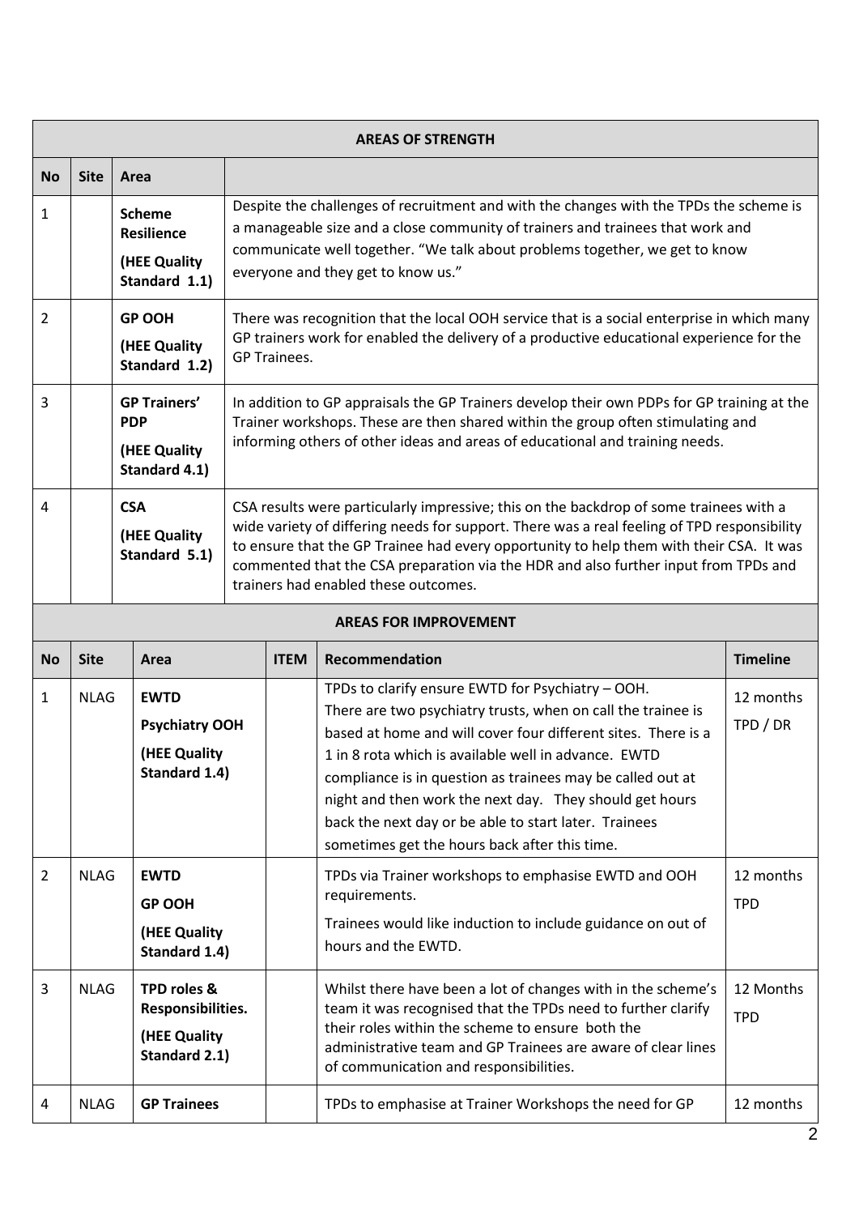| AREAS OF STRENGTH | | | |
|---|---|---|---|
| **No** | **Site** | **Area** | |
| 1 | | **Scheme Resilience** (HEE Quality Standard 1.1) | Despite the challenges of recruitment and with the changes with the TPDs the scheme is a manageable size and a close community of trainers and trainees that work and communicate well together. "We talk about problems together, we get to know everyone and they get to know us." |
| 2 | | **GP OOH** (HEE Quality Standard 1.2) | There was recognition that the local OOH service that is a social enterprise in which many GP trainers work for enabled the delivery of a productive educational experience for the GP Trainees. |
| 3 | | **GP Trainers' PDP** (HEE Quality Standard 4.1) | In addition to GP appraisals the GP Trainers develop their own PDPs for GP training at the Trainer workshops. These are then shared within the group often stimulating and informing others of other ideas and areas of educational and training needs. |
| 4 | | **CSA** (HEE Quality Standard 5.1) | CSA results were particularly impressive; this on the backdrop of some trainees with a wide variety of differing needs for support. There was a real feeling of TPD responsibility to ensure that the GP Trainee had every opportunity to help them with their CSA. It was commented that the CSA preparation via the HDR and also further input from TPDs and trainers had enabled these outcomes. |

| AREAS FOR IMPROVEMENT | | | | | |
|---|---|---|---|---|---|
| **No** | **Site** | **Area** | **ITEM** | **Recommendation** | **Timeline** |
| 1 | NLAG | **EWTD Psychiatry OOH** (HEE Quality Standard 1.4) | | TPDs to clarify ensure EWTD for Psychiatry – OOH. There are two psychiatry trusts, when on call the trainee is based at home and will cover four different sites. There is a 1 in 8 rota which is available well in advance. EWTD compliance is in question as trainees may be called out at night and then work the next day. They should get hours back the next day or be able to start later. Trainees sometimes get the hours back after this time. | 12 months TPD / DR |
| 2 | NLAG | **EWTD GP OOH** (HEE Quality Standard 1.4) | | TPDs via Trainer workshops to emphasise EWTD and OOH requirements. Trainees would like induction to include guidance on out of hours and the EWTD. | 12 months TPD |
| 3 | NLAG | **TPD roles & Responsibilities.** (HEE Quality Standard 2.1) | | Whilst there have been a lot of changes with in the scheme's team it was recognised that the TPDs need to further clarify their roles within the scheme to ensure both the administrative team and GP Trainees are aware of clear lines of communication and responsibilities. | 12 Months TPD |
| 4 | NLAG | **GP Trainees** | | TPDs to emphasise at Trainer Workshops the need for GP | 12 months |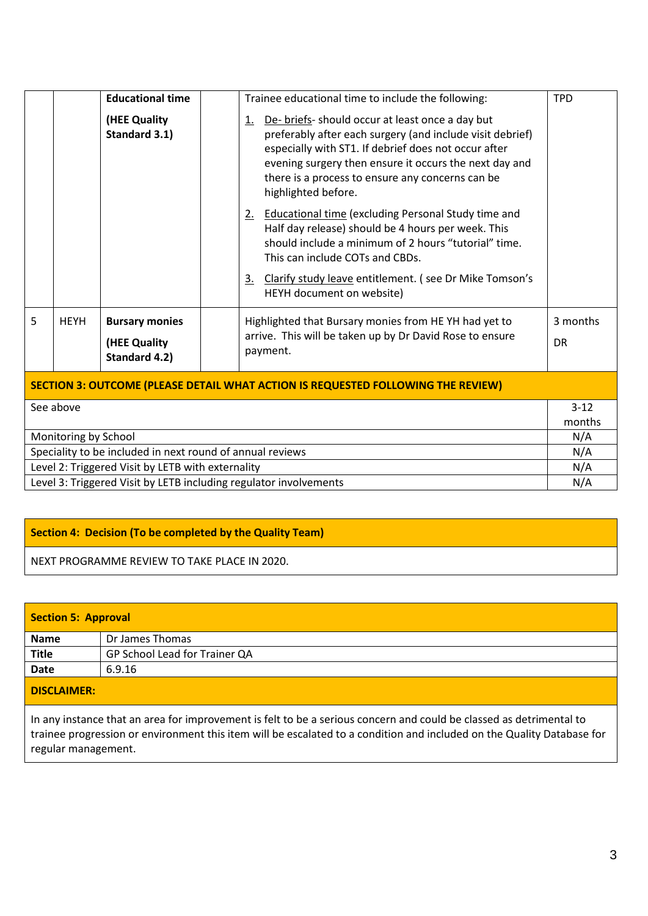| | | | | | |
|---|---|---|---|---|---|
| | | **Educational time**<br><br>**(HEE Quality Standard 3.1)** | | Trainee educational time to include the following:<br><br>1. De- briefs- should occur at least once a day but preferably after each surgery (and include visit debrief) especially with ST1. If debrief does not occur after evening surgery then ensure it occurs the next day and there is a process to ensure any concerns can be highlighted before.<br><br>2. Educational time (excluding Personal Study time and Half day release) should be 4 hours per week. This should include a minimum of 2 hours "tutorial" time. This can include COTs and CBDs.<br><br>3. Clarify study leave entitlement. ( see Dr Mike Tomson's HEYH document on website) | TPD |
| 5 | HEYH | **Bursary monies**<br><br>**(HEE Quality Standard 4.2)** | | Highlighted that Bursary monies from HE YH had yet to arrive. This will be taken up by Dr David Rose to ensure payment. | 3 months<br><br>DR |

| **SECTION 3: OUTCOME (PLEASE DETAIL WHAT ACTION IS REQUESTED FOLLOWING THE REVIEW)** | |
|---|---|
| See above | 3-12 months |
| Monitoring by School | N/A |
| Speciality to be included in next round of annual reviews | N/A |
| Level 2: Triggered Visit by LETB with externality | N/A |
| Level 3: Triggered Visit by LETB including regulator involvements | N/A |

| **Section 4: Decision (To be completed by the Quality Team)** |
|---|
| NEXT PROGRAMME REVIEW TO TAKE PLACE IN 2020. |

| **Section 5: Approval** | |
|---|---|
| **Name** | Dr James Thomas |
| **Title** | GP School Lead for Trainer QA |
| **Date** | 6.9.16 |
| **DISCLAIMER:** | |
| In any instance that an area for improvement is felt to be a serious concern and could be classed as detrimental to trainee progression or environment this item will be escalated to a condition and included on the Quality Database for regular management. | |